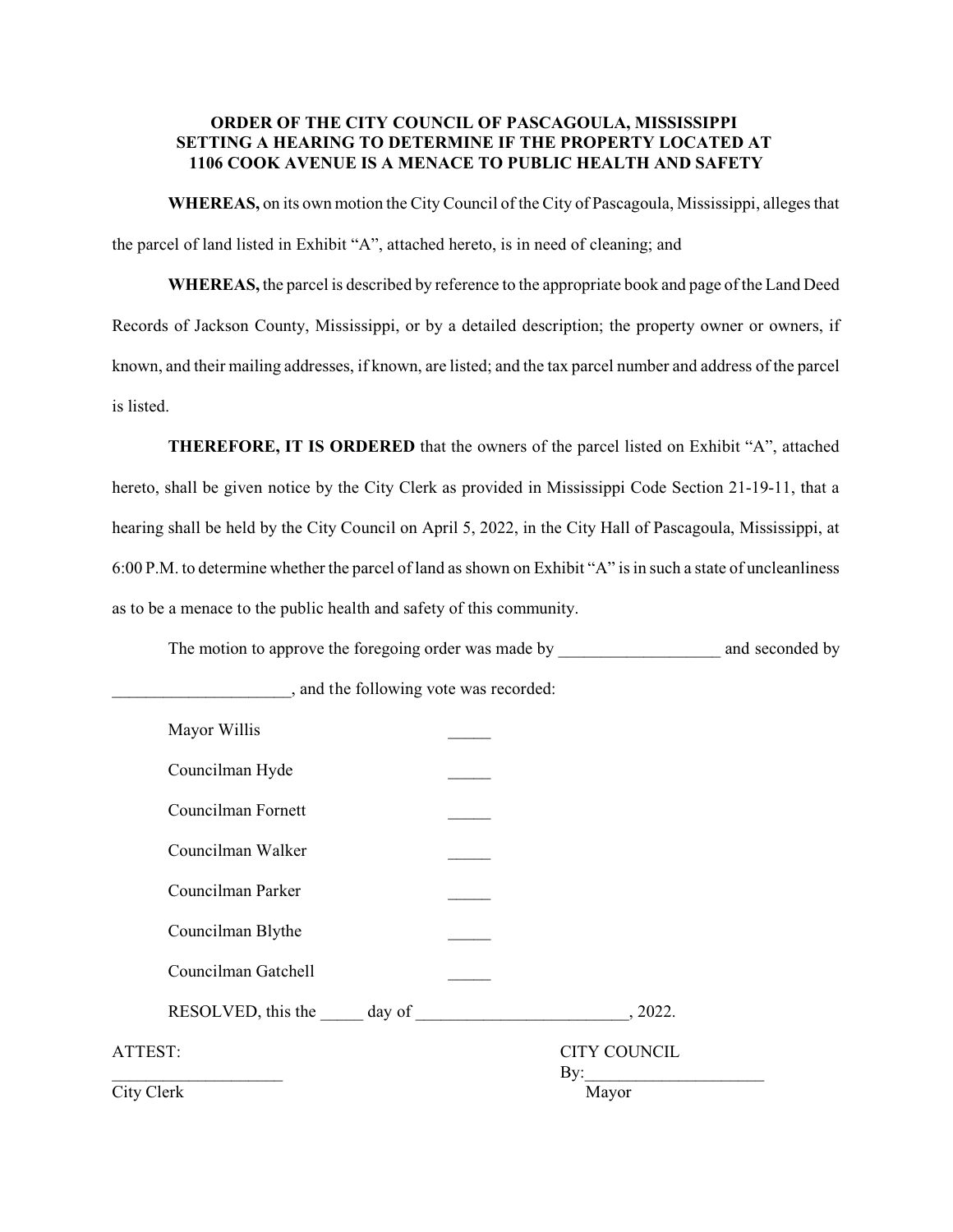**ORDER OF THE CITY COUNCIL OF PASCAGOULA, MISSISSIPPI SETTING A HEARING TO DETERMINE IF THE PROPERTY LOCATED AT 1106 COOK AVENUE IS A MENACE TO PUBLIC HEALTH AND SAFETY**

**WHEREAS,** on its own motion the City Council of the City of Pascagoula, Mississippi, alleges that the parcel of land listed in Exhibit "A", attached hereto, is in need of cleaning; and

**WHEREAS,** the parcel is described by reference to the appropriate book and page of the Land Deed Records of Jackson County, Mississippi, or by a detailed description; the property owner or owners, if known, and their mailing addresses, if known, are listed; and the tax parcel number and address of the parcel is listed.

**THEREFORE, IT IS ORDERED** that the owners of the parcel listed on Exhibit "A", attached hereto, shall be given notice by the City Clerk as provided in Mississippi Code Section 21-19-11, that a hearing shall be held by the City Council on April 5, 2022, in the City Hall of Pascagoula, Mississippi, at 6:00 P.M. to determine whether the parcel of land as shown on Exhibit "A" is in such a state of uncleanliness as to be a menace to the public health and safety of this community.

The motion to approve the foregoing order was made by ___________________ and seconded by _____________________, and the following vote was recorded:

Mayor Willis _____

Councilman Hyde _____

Councilman Fornett _____

Councilman Walker _____

Councilman Parker _____

Councilman Blythe _____

Councilman Gatchell _____

RESOLVED, this the _____ day of _________________________, 2022.

ATTEST:

____________________

City Clerk

CITY COUNCIL

By:_____________________

Mayor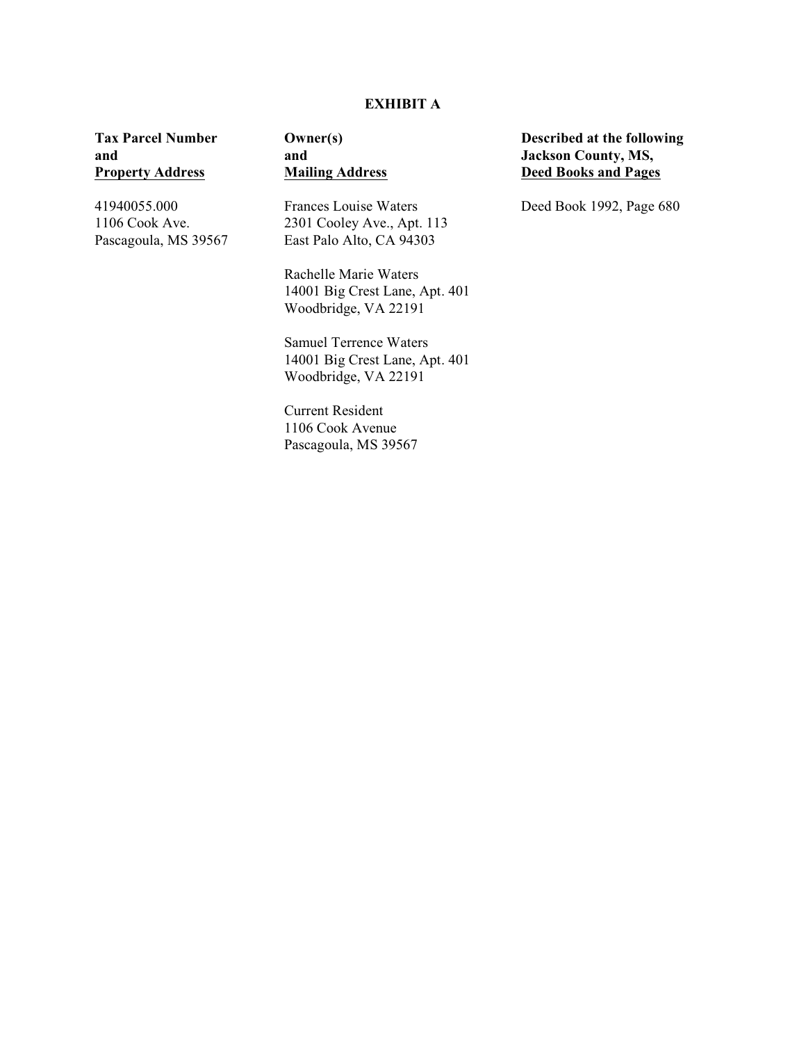**EXHIBIT A**

| **Tax Parcel Number and <u>Property Address</u>** | **Owner(s) and <u>Mailing Address</u>** | **Described at the following Jackson County, MS, <u>Deed Books and Pages</u>** |
|---|---|---|
| 41940055.000<br>1106 Cook Ave.<br>Pascagoula, MS 39567 | Frances Louise Waters<br>2301 Cooley Ave., Apt. 113<br>East Palo Alto, CA 94303<br><br>Rachelle Marie Waters<br>14001 Big Crest Lane, Apt. 401<br>Woodbridge, VA 22191<br><br>Samuel Terrence Waters<br>14001 Big Crest Lane, Apt. 401<br>Woodbridge, VA 22191<br><br>Current Resident<br>1106 Cook Avenue<br>Pascagoula, MS 39567 | Deed Book 1992, Page 680 |